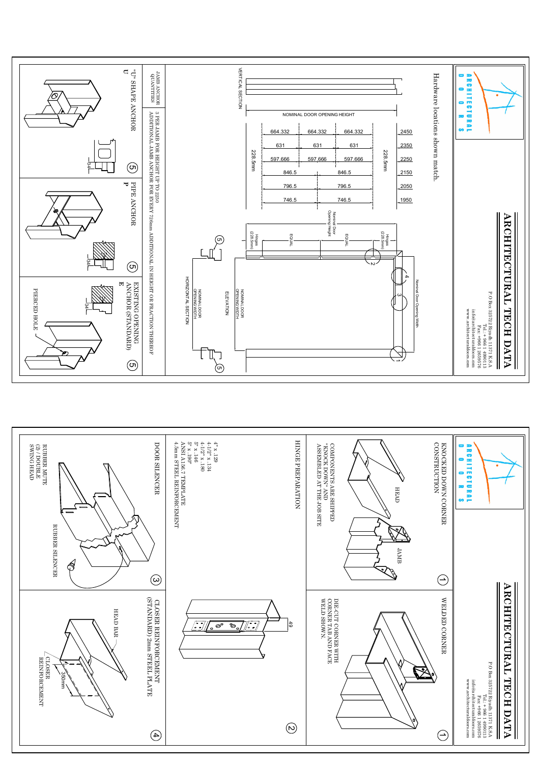# ARCHITECTURAL TECH DATA

ARCHITECTURAL DOORS

P O Box 325722 Riyadh 11371 K.S.A
Tel: +966 1 4980113
Fax: +966 1 2659576
info@architecturaldoors.com
www.architecturaldoors.com

Hardware locations shown match.

VERTICAL SECTION

NOMINAL DOOR OPENING HEIGHT

| Height | | | | |
|---|---|---|---|---|
| 2450 | 664.332 | 664.332 | 664.332 | |
| 2350 | 631 | 631 | 631 | |
| 2250 | 597.666 | 597.666 | 597.666 | |
| 2150 | 846.5 | | 846.5 | |
| 2050 | 796.5 | | 796.5 | |
| 1950 | 746.5 | | 746.5 | |

228.5mm

228.5mm

Nominal Door Opening Height

Hinges (228.5mm)

EQUAL

EQUAL

Hinges (228.5mm)

Nominal Door Opening Width

ELEVATION

NOMINAL DOOR OPENING WIDTH

HORIZONTAL SECTION

NOMINAL DOOR OPENING WIDTH

JAMB ANCHOR QUANTITIES: 3 PER JAMB FOR HEIGHT UP TO 2250. ADDITIONAL JAMB ANCHOR FOR EVERY 726mm ADDITIONAL IN HEIGHT OR FRACTION THEREOF

"U" SHAPE ANCHOR (U) ⑤

34

PIPE ANCHOR (P) ⑤

34

EXISTING OPENING ANCHOR (STANDARD) (E) ⑤

34

PIERCED HOLE

---

# ARCHITECTURAL TECH DATA

ARCHITECTURAL DOORS

P O Box 325722 Riyadh 11371 K.S.A
Tel: +966 1 4980113
Fax: +966 1 2659576
info@architecturaldoors.com
www.architecturaldoors.com

KNOCKED DOWN CORNER CONSTRUCTION ①

HEAD

JAMB

COMPONENTS ARE SHIPPED "KNOCK DOWN" AND ASSEMBLED AT THE JOB SITE

WELDED CORNER ①

DIE-CUT CORNER WITH CORNER TAB AND FACE WELD SHOWN.

HINGE PREPARATION ②

4" x .129
4-1/2" x .134
4-1/2" x .180
5" x .146
5" x .190"
ANSI A156.7 TEMPLATE
4.5mm STEEL REINFORCEMENT

49

DOOR SILENCER ③

RUBBER MUTE (2) / DOUBLE SWING HEAD

RUBBER SILENCER

CLOSER REINFORCEMENT (STANDARD) 2mm STEEL PLATE ④

HEAD BAR

350mm

CLOSER REINFORCEMENT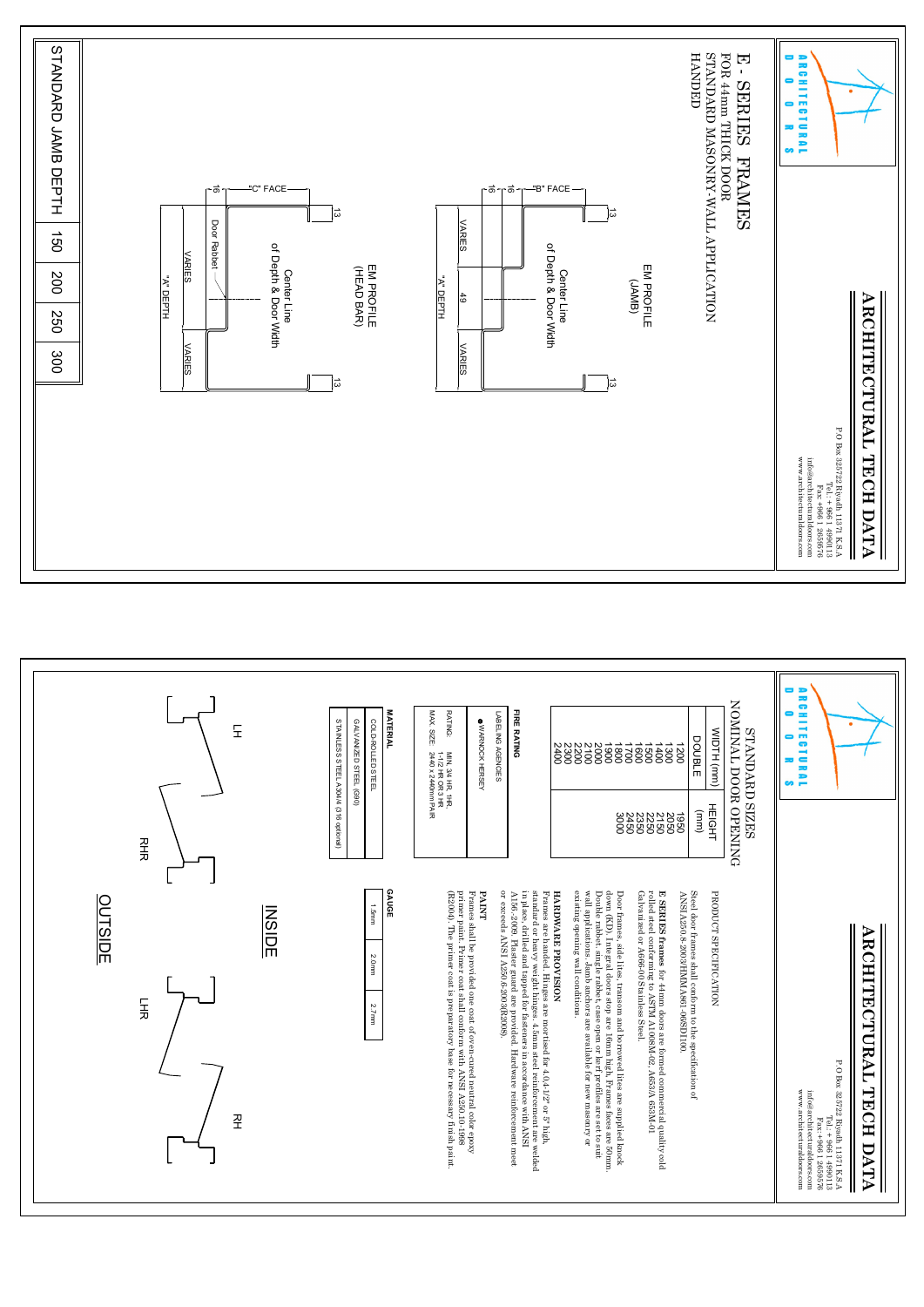# ARCHITECTURAL TECH DATA

ARCHITECTURAL DOORS

P.O Box 325722 Riyadh 11371 K.S.A
Tel.: +966 1 4980113
Fax: +966 1 2655576
info@architecturaldoors.com
www.architecturaldoors.com

## E - SERIES FRAMES

FOR 44mm THICK DOOR
STANDARD MASONRY-WALL APPLICATION
HANDED

EM PROFILE (JAMB)

"B" FACE
16
16
13
13
VARIES
49
VARIES
Center Line of Depth & Door Width
"A" DEPTH

EM PROFILE (HEAD BAR)

"C" FACE
16
13
13
Door Rabbet
VARIES
VARIES
Center Line of Depth & Door Width
"A" DEPTH

| STANDARD JAMB DEPTH | 150 | 200 | 250 | 300 |
|---|---|---|---|---|

---

# ARCHITECTURAL TECH DATA

ARCHITECTURAL DOORS

P.O Box 325722 Riyadh 11371 K.S.A
Tel.: +966 1 4980113
Fax: +966 1 2655576
info@architecturaldoors.com
www.architecturaldoors.com

## STANDARD SIZES
## NOMINAL DOOR OPENING

| WIDTH (mm) DOUBLE | HEIGHT (mm) |
|---|---|
| 1200 | 1950 |
| 1300 | 2050 |
| 1400 | 2150 |
| 1500 | 2250 |
| 1600 | 2350 |
| 1700 | 2450 |
| 1800 | 3000 |
| 1900 | |
| 2000 | |
| 2100 | |
| 2200 | |
| 2300 | |
| 2400 | |

**FIRE RATING**

LABELING AGENCIES
- WARNOCK HERSEY

RATING: MIN. 3/4 HR, 1HR, 1-1/2 HR OR 3 HR.
MAX. SIZE: 2440 x 2440mm PAIR

| MATERIAL |
|---|
| COLD-ROLLED STEEL |
| GALVANIZED STEEL (G90) |
| STAINLESS STEEL A304/4 (316 optional) |

## PRODUCT SPECIFICATION

Steel door frames shall conform to the specification of ANSI A250.8-2003/HMMA861-06/SDI100.

**E SERIES frames** for 44mm doors are formed commercial quality cold rolled steel conforming to ASTM A1008M-02, A653/A 653M-01 Galvanized or A666-00 Stainless Steel.

Door frames, side lites, transom and borrowed lites are supplied knock down (KD). Integral door stops are 16mm high. Frame faces are 50mm. Double rabbet, single rabbet, cased open or the profiles are used for wall applications. Jamb anchors are available for new masonry or existing opening wall conditions.

**HARDWARE PROVISION**

Frames are handed. Hinges are mortised for 4.0,4-1/2" or 5" high, standard or heavy weight hinges. 4.5mm steel reinforcement are welded in place, drilled and tapped in accordance with ANSI A156.-2009. Plaster guard are provided. Hardware reinforcement meet or exceeds ANSI A250.6-2003(R2008).

**PAINT**

Frames shall be provided one coat of oven-cured neutral color epoxy primer paint. Primer coat shall conform with ANSI A250.10-1998 (R2004). The primer coat is preparatory base for necessary finish paint.

| GAUGE | | |
|---|---|---|
| 1.5mm | 2.0mm | 2.7mm |

LH
RHR
INSIDE
OUTSIDE
LHR
RH